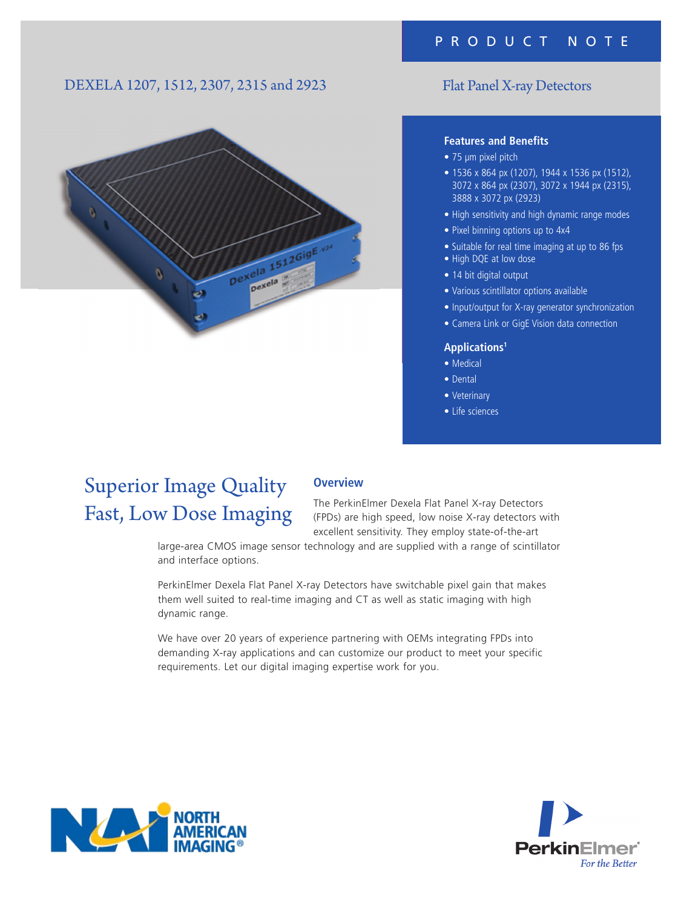PRODUCT NOTE

# DEXELA 1207, 1512, 2307, 2315 and 2923

## Flat Panel X-ray Detectors

### Features and Benefits

- 75 µm pixel pitch
- 1536 x 864 px (1207), 1944 x 1536 px (1512), 3072 x 864 px (2307), 3072 x 1944 px (2315), 3888 x 3072 px (2923)
- High sensitivity and high dynamic range modes
- Pixel binning options up to 4x4
- Suitable for real time imaging at up to 86 fps
- High DQE at low dose
- 14 bit digital output
- Various scintillator options available
- Input/output for X-ray generator synchronization
- Camera Link or GigE Vision data connection

### Applications[1]

- Medical
- Dental
- Veterinary
- Life sciences

## Superior Image Quality Fast, Low Dose Imaging

### Overview

The PerkinElmer Dexela Flat Panel X-ray Detectors (FPDs) are high speed, low noise X-ray detectors with excellent sensitivity. They employ state-of-the-art large-area CMOS image sensor technology and are supplied with a range of scintillator and interface options.

PerkinElmer Dexela Flat Panel X-ray Detectors have switchable pixel gain that makes them well suited to real-time imaging and CT as well as static imaging with high dynamic range.

We have over 20 years of experience partnering with OEMs integrating FPDs into demanding X-ray applications and can customize our product to meet your specific requirements. Let our digital imaging expertise work for you.

NORTH AMERICAN IMAGING®

PerkinElmer® *For the Better*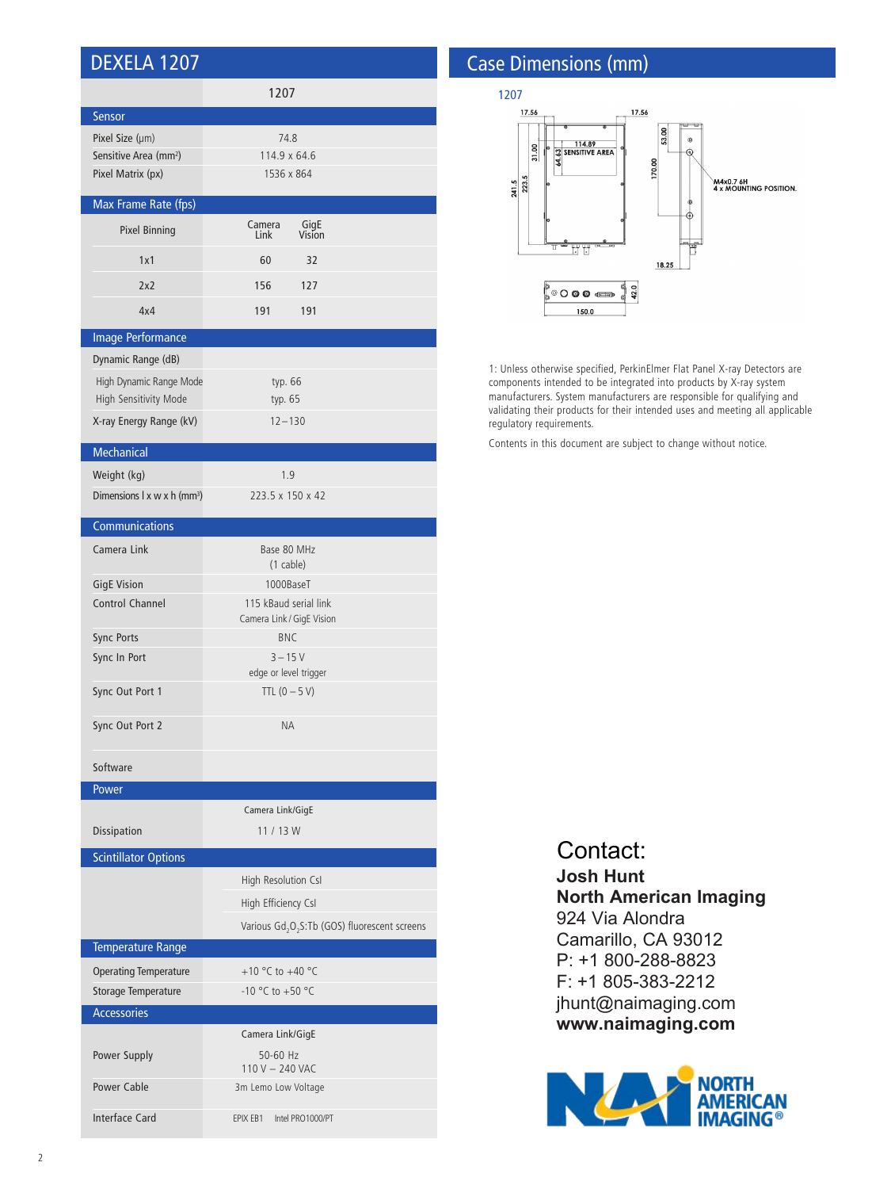## DEXELA 1207

| | 1207 | |
|---|---|---|
| **Sensor** | | |
| Pixel Size (µm) | 74.8 | |
| Sensitive Area (mm²) | 114.9 x 64.6 | |
| Pixel Matrix (px) | 1536 x 864 | |
| **Max Frame Rate (fps)** | | |
| Pixel Binning | Camera Link | GigE Vision |
| 1x1 | 60 | 32 |
| 2x2 | 156 | 127 |
| 4x4 | 191 | 191 |
| **Image Performance** | | |
| Dynamic Range (dB) | | |
| High Dynamic Range Mode | typ. 66 | |
| High Sensitivity Mode | typ. 65 | |
| X-ray Energy Range (kV) | 12 – 130 | |
| **Mechanical** | | |
| Weight (kg) | 1.9 | |
| Dimensions l x w x h (mm³) | 223.5 x 150 x 42 | |
| **Communications** | | |
| Camera Link | Base 80 MHz (1 cable) | |
| GigE Vision | 1000BaseT | |
| Control Channel | 115 kBaud serial link Camera Link / GigE Vision | |
| Sync Ports | BNC | |
| Sync In Port | 3 – 15 V edge or level trigger | |
| Sync Out Port 1 | TTL (0 – 5 V) | |
| Sync Out Port 2 | NA | |
| Software | | |
| **Power** | | |
| | Camera Link/GigE | |
| Dissipation | 11 / 13 W | |
| **Scintillator Options** | | |
| | High Resolution CsI | |
| | High Efficiency CsI | |
| | Various $Gd_2O_2S$:Tb (GOS) fluorescent screens | |
| **Temperature Range** | | |
| Operating Temperature | +10 °C to +40 °C | |
| Storage Temperature | -10 °C to +50 °C | |
| **Accessories** | | |
| | Camera Link/GigE | |
| Power Supply | 50-60 Hz 110 V – 240 VAC | |
| Power Cable | 3m Lemo Low Voltage | |
| Interface Card | EPIX EB1 Intel PRO1000/PT | |

## Case Dimensions (mm)

1207

17.56
17.56
114.89
SENSITIVE AREA
31.00
64.63
241.5
223.5
53.00
170.00
M4x0.7 6H
4 x MOUNTING POSITION.
18.25
42.0
150.0

1: Unless otherwise specified, PerkinElmer Flat Panel X-ray Detectors are components intended to be integrated into products by X-ray system manufacturers. System manufacturers are responsible for qualifying and validating their products for their intended uses and meeting all applicable regulatory requirements.

Contents in this document are subject to change without notice.

Contact:
**Josh Hunt**
**North American Imaging**
924 Via Alondra
Camarillo, CA 93012
P: +1 800-288-8823
F: +1 805-383-2212
jhunt@naimaging.com
**www.naimaging.com**

NAI NORTH AMERICAN IMAGING®